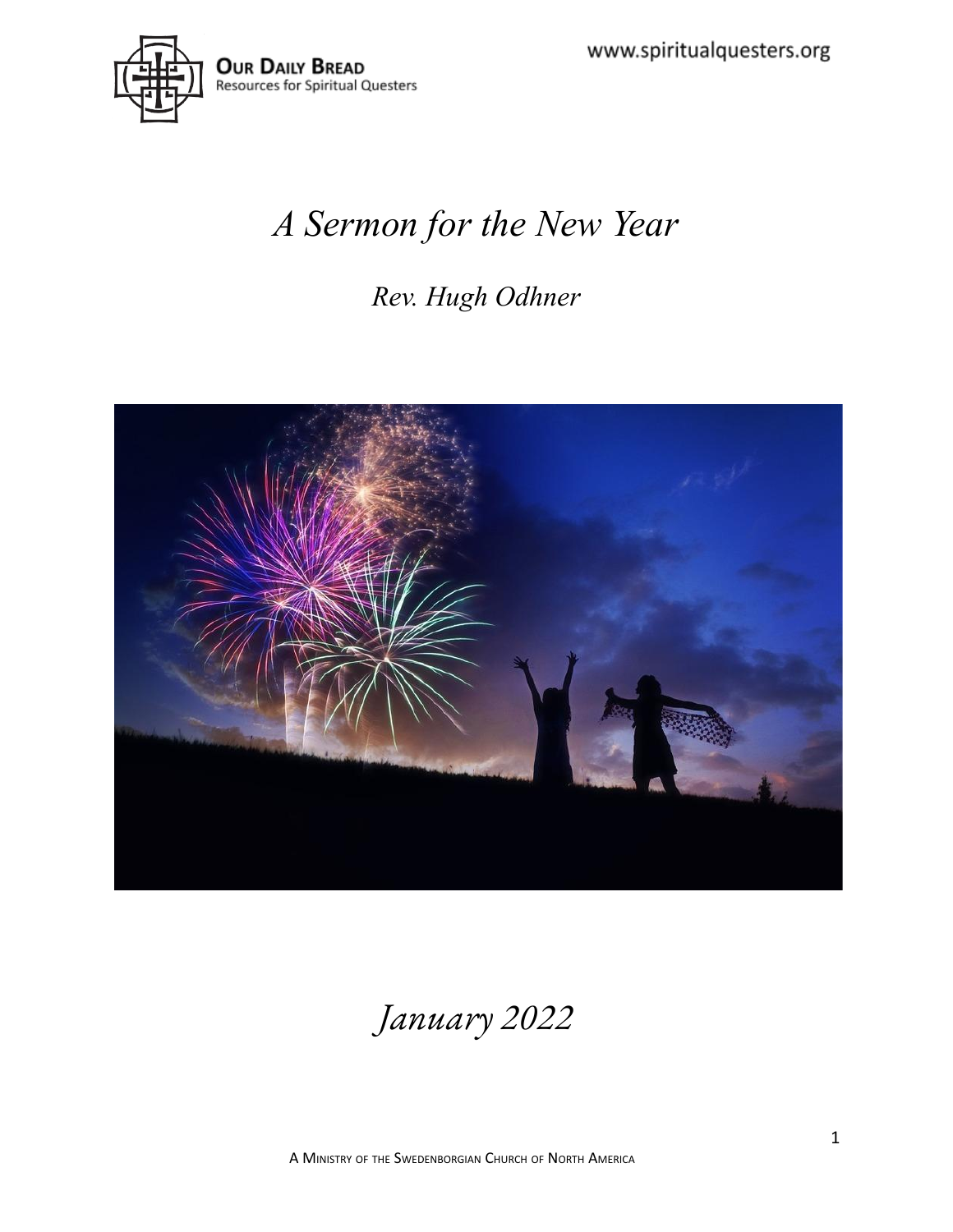**Our Daily Bread**
Resources for Spiritual Questers

www.spiritualquesters.org

# *A Sermon for the New Year*

## *Rev. Hugh Odhner*

*January 2022*

A Ministry of the Swedenborgian Church of North America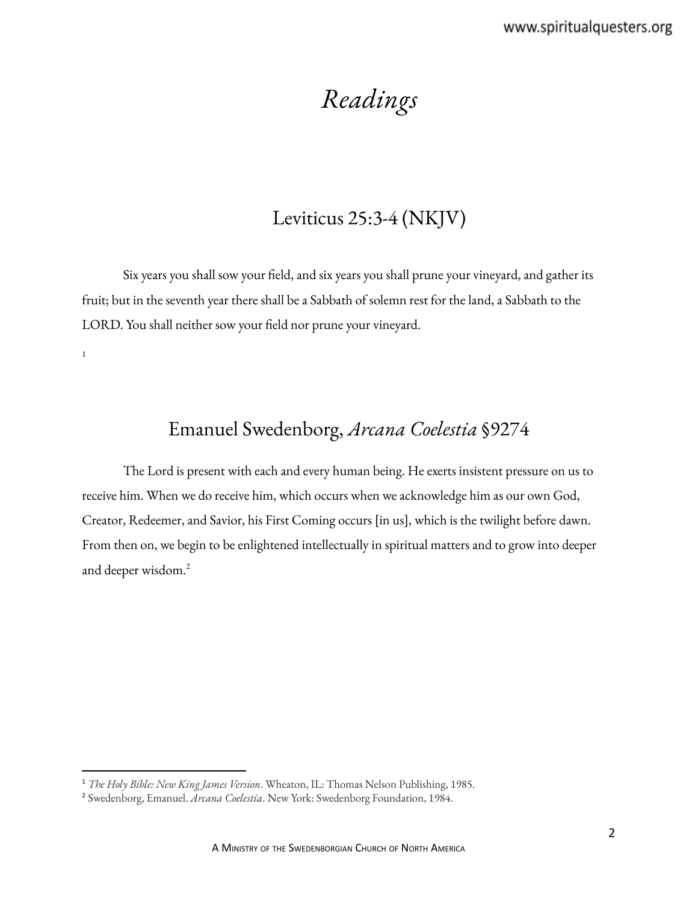# *Readings*

## Leviticus 25:3-4 (NKJV)

Six years you shall sow your field, and six years you shall prune your vineyard, and gather its fruit; but in the seventh year there shall be a Sabbath of solemn rest for the land, a Sabbath to the LORD. You shall neither sow your field nor prune your vineyard.

[1]

## Emanuel Swedenborg, *Arcana Coelestia* §9274

The Lord is present with each and every human being. He exerts insistent pressure on us to receive him. When we do receive him, which occurs when we acknowledge him as our own God, Creator, Redeemer, and Savior, his First Coming occurs [in us], which is the twilight before dawn. From then on, we begin to be enlightened intellectually in spiritual matters and to grow into deeper and deeper wisdom.[2]

---

[1] *The Holy Bible: New King James Version*. Wheaton, IL: Thomas Nelson Publishing, 1985.

[2] Swedenborg, Emanuel. *Arcana Coelestia*. New York: Swedenborg Foundation, 1984.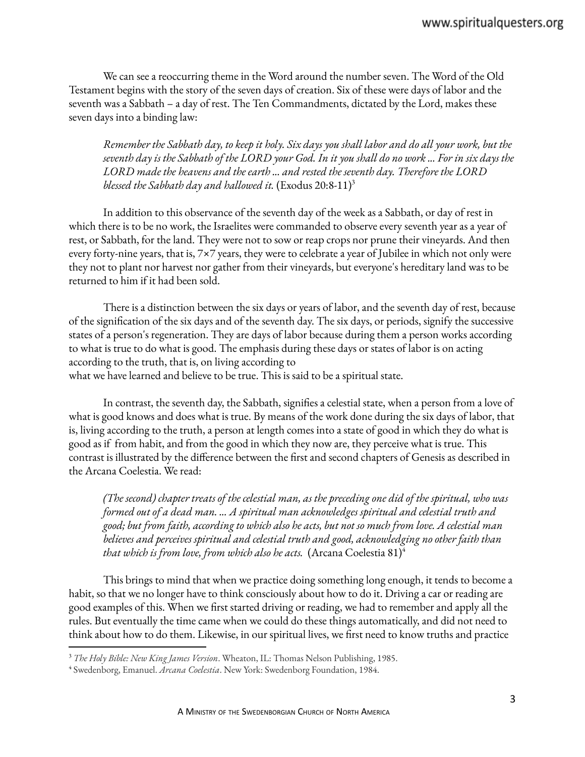We can see a reoccurring theme in the Word around the number seven. The Word of the Old Testament begins with the story of the seven days of creation. Six of these were days of labor and the seventh was a Sabbath – a day of rest. The Ten Commandments, dictated by the Lord, makes these seven days into a binding law:

> *Remember the Sabbath day, to keep it holy. Six days you shall labor and do all your work, but the seventh day is the Sabbath of the LORD your God. In it you shall do no work ... For in six days the LORD made the heavens and the earth ... and rested the seventh day. Therefore the LORD blessed the Sabbath day and hallowed it.* (Exodus 20:8-11)[3]

In addition to this observance of the seventh day of the week as a Sabbath, or day of rest in which there is to be no work, the Israelites were commanded to observe every seventh year as a year of rest, or Sabbath, for the land. They were not to sow or reap crops nor prune their vineyards. And then every forty-nine years, that is, 7×7 years, they were to celebrate a year of Jubilee in which not only were they not to plant nor harvest nor gather from their vineyards, but everyone's hereditary land was to be returned to him if it had been sold.

There is a distinction between the six days or years of labor, and the seventh day of rest, because of the signification of the six days and of the seventh day. The six days, or periods, signify the successive states of a person's regeneration. They are days of labor because during them a person works according to what is true to do what is good. The emphasis during these days or states of labor is on acting according to the truth, that is, on living according to what we have learned and believe to be true. This is said to be a spiritual state.

In contrast, the seventh day, the Sabbath, signifies a celestial state, when a person from a love of what is good knows and does what is true. By means of the work done during the six days of labor, that is, living according to the truth, a person at length comes into a state of good in which they do what is good as if from habit, and from the good in which they now are, they perceive what is true. This contrast is illustrated by the difference between the first and second chapters of Genesis as described in the Arcana Coelestia. We read:

> *(The second) chapter treats of the celestial man, as the preceding one did of the spiritual, who was formed out of a dead man. ... A spiritual man acknowledges spiritual and celestial truth and good; but from faith, according to which also he acts, but not so much from love. A celestial man believes and perceives spiritual and celestial truth and good, acknowledging no other faith than that which is from love, from which also he acts.* (Arcana Coelestia 81)[4]

This brings to mind that when we practice doing something long enough, it tends to become a habit, so that we no longer have to think consciously about how to do it. Driving a car or reading are good examples of this. When we first started driving or reading, we had to remember and apply all the rules. But eventually the time came when we could do these things automatically, and did not need to think about how to do them. Likewise, in our spiritual lives, we first need to know truths and practice

---

[3] *The Holy Bible: New King James Version*. Wheaton, IL: Thomas Nelson Publishing, 1985.

[4] Swedenborg, Emanuel. *Arcana Coelestia*. New York: Swedenborg Foundation, 1984.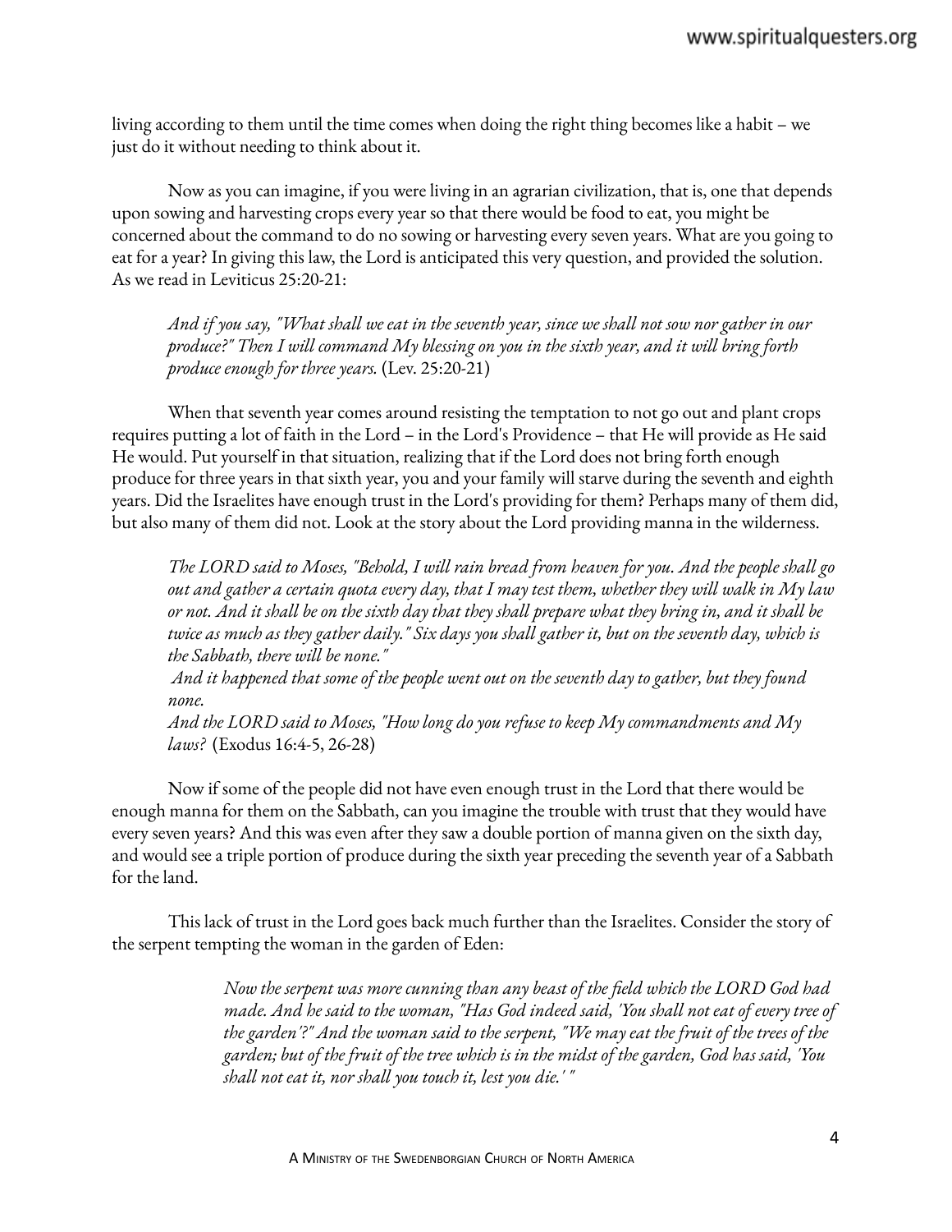living according to them until the time comes when doing the right thing becomes like a habit – we just do it without needing to think about it.

Now as you can imagine, if you were living in an agrarian civilization, that is, one that depends upon sowing and harvesting crops every year so that there would be food to eat, you might be concerned about the command to do no sowing or harvesting every seven years. What are you going to eat for a year? In giving this law, the Lord is anticipated this very question, and provided the solution. As we read in Leviticus 25:20-21:

> *And if you say, "What shall we eat in the seventh year, since we shall not sow nor gather in our produce?" Then I will command My blessing on you in the sixth year, and it will bring forth produce enough for three years.* (Lev. 25:20-21)

When that seventh year comes around resisting the temptation to not go out and plant crops requires putting a lot of faith in the Lord – in the Lord's Providence – that He will provide as He said He would. Put yourself in that situation, realizing that if the Lord does not bring forth enough produce for three years in that sixth year, you and your family will starve during the seventh and eighth years. Did the Israelites have enough trust in the Lord's providing for them? Perhaps many of them did, but also many of them did not. Look at the story about the Lord providing manna in the wilderness.

> *The LORD said to Moses, "Behold, I will rain bread from heaven for you. And the people shall go out and gather a certain quota every day, that I may test them, whether they will walk in My law or not. And it shall be on the sixth day that they shall prepare what they bring in, and it shall be twice as much as they gather daily." Six days you shall gather it, but on the seventh day, which is the Sabbath, there will be none."*
> *And it happened that some of the people went out on the seventh day to gather, but they found none.*
> *And the LORD said to Moses, "How long do you refuse to keep My commandments and My laws?* (Exodus 16:4-5, 26-28)

Now if some of the people did not have even enough trust in the Lord that there would be enough manna for them on the Sabbath, can you imagine the trouble with trust that they would have every seven years? And this was even after they saw a double portion of manna given on the sixth day, and would see a triple portion of produce during the sixth year preceding the seventh year of a Sabbath for the land.

This lack of trust in the Lord goes back much further than the Israelites. Consider the story of the serpent tempting the woman in the garden of Eden:

> *Now the serpent was more cunning than any beast of the field which the LORD God had made. And he said to the woman, "Has God indeed said, 'You shall not eat of every tree of the garden'?" And the woman said to the serpent, "We may eat the fruit of the trees of the garden; but of the fruit of the tree which is in the midst of the garden, God has said, 'You shall not eat it, nor shall you touch it, lest you die.' "*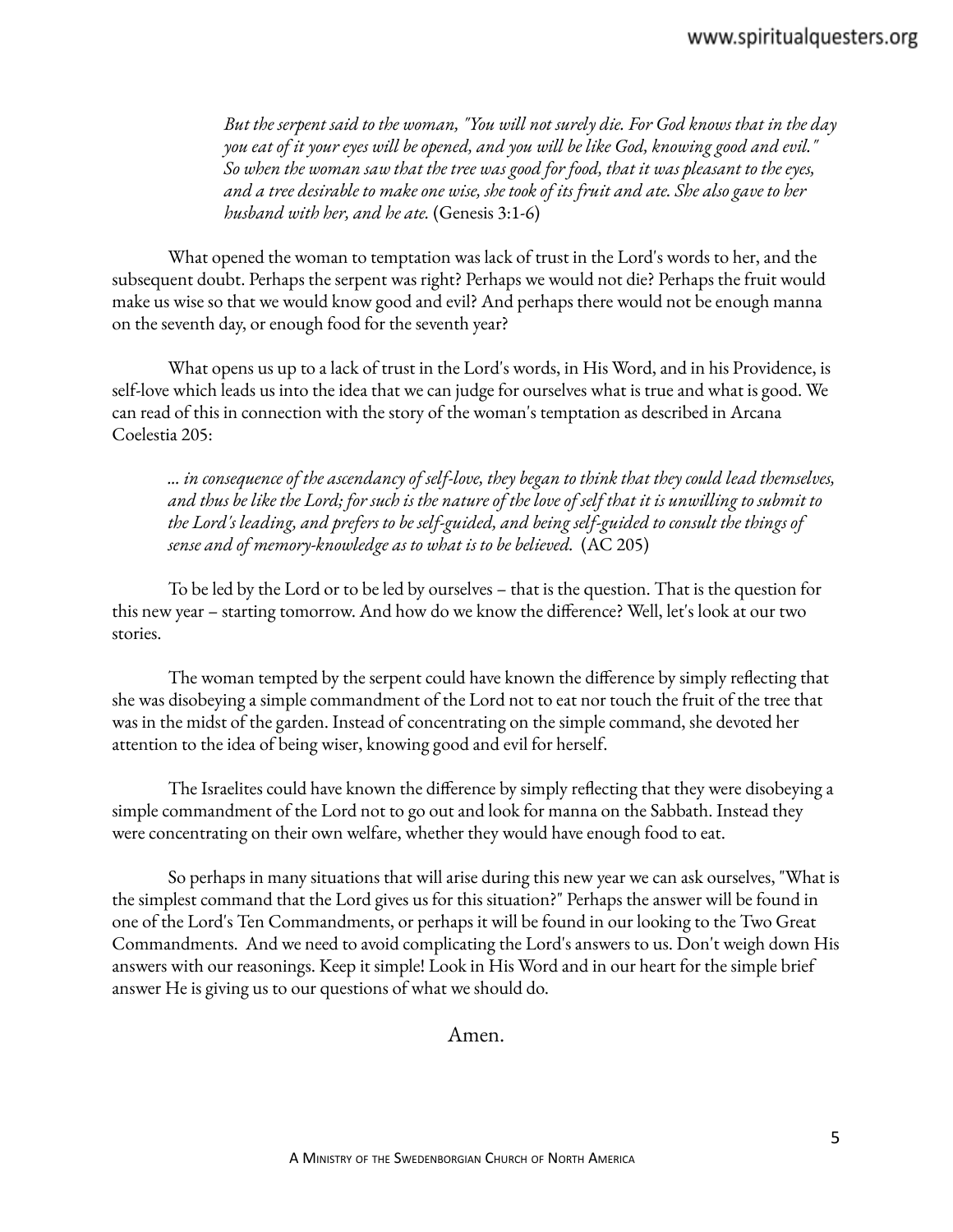*But the serpent said to the woman, "You will not surely die. For God knows that in the day you eat of it your eyes will be opened, and you will be like God, knowing good and evil." So when the woman saw that the tree was good for food, that it was pleasant to the eyes, and a tree desirable to make one wise, she took of its fruit and ate. She also gave to her husband with her, and he ate.* (Genesis 3:1-6)

What opened the woman to temptation was lack of trust in the Lord's words to her, and the subsequent doubt. Perhaps the serpent was right? Perhaps we would not die? Perhaps the fruit would make us wise so that we would know good and evil? And perhaps there would not be enough manna on the seventh day, or enough food for the seventh year?

What opens us up to a lack of trust in the Lord's words, in His Word, and in his Providence, is self-love which leads us into the idea that we can judge for ourselves what is true and what is good. We can read of this in connection with the story of the woman's temptation as described in Arcana Coelestia 205:

*... in consequence of the ascendancy of self-love, they began to think that they could lead themselves, and thus be like the Lord; for such is the nature of the love of self that it is unwilling to submit to the Lord's leading, and prefers to be self-guided, and being self-guided to consult the things of sense and of memory-knowledge as to what is to be believed.* (AC 205)

To be led by the Lord or to be led by ourselves – that is the question. That is the question for this new year – starting tomorrow. And how do we know the difference? Well, let's look at our two stories.

The woman tempted by the serpent could have known the difference by simply reflecting that she was disobeying a simple commandment of the Lord not to eat nor touch the fruit of the tree that was in the midst of the garden. Instead of concentrating on the simple command, she devoted her attention to the idea of being wiser, knowing good and evil for herself.

The Israelites could have known the difference by simply reflecting that they were disobeying a simple commandment of the Lord not to go out and look for manna on the Sabbath. Instead they were concentrating on their own welfare, whether they would have enough food to eat.

So perhaps in many situations that will arise during this new year we can ask ourselves, "What is the simplest command that the Lord gives us for this situation?" Perhaps the answer will be found in one of the Lord's Ten Commandments, or perhaps it will be found in our looking to the Two Great Commandments. And we need to avoid complicating the Lord's answers to us. Don't weigh down His answers with our reasonings. Keep it simple! Look in His Word and in our heart for the simple brief answer He is giving us to our questions of what we should do.

Amen.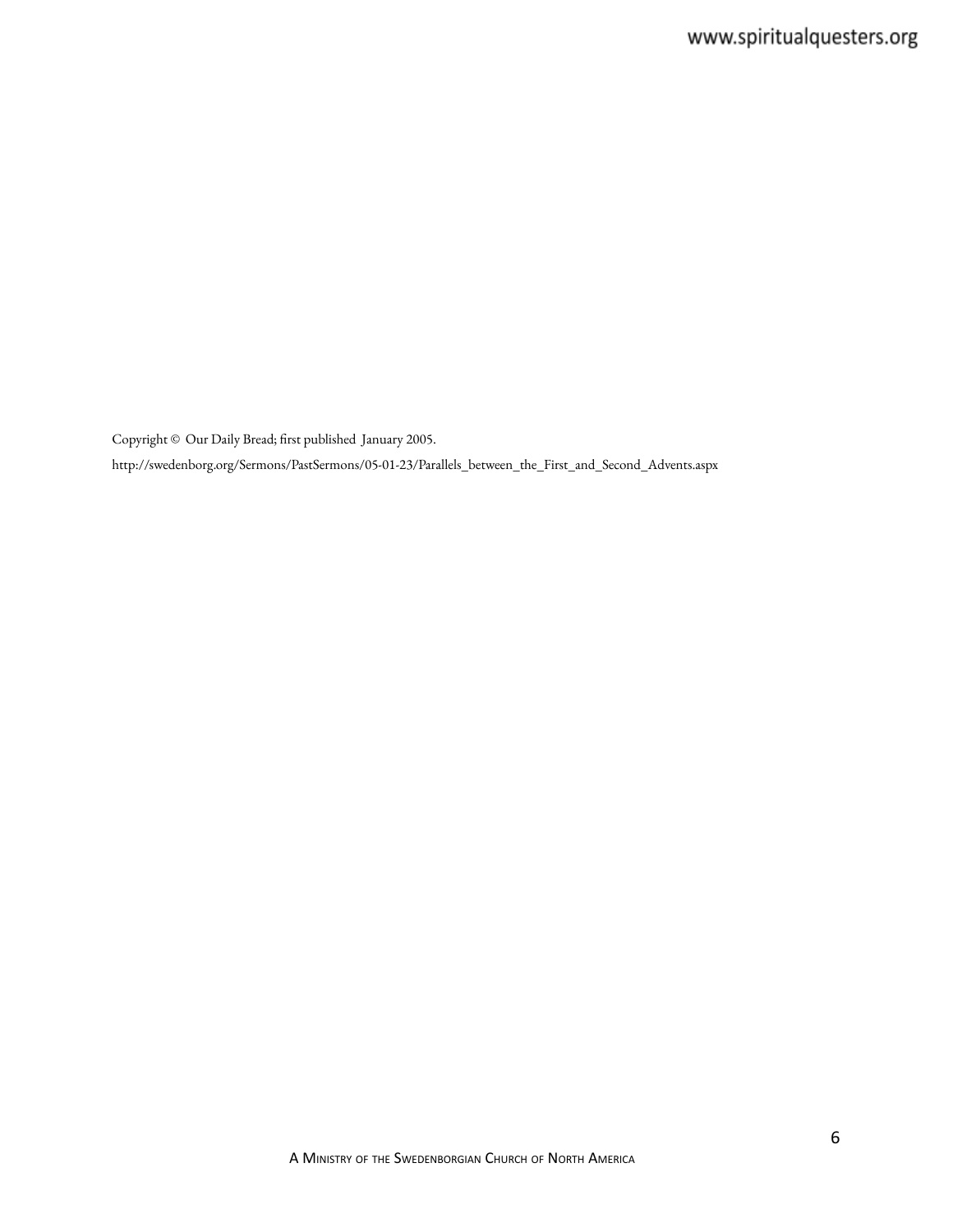Copyright © Our Daily Bread; first published January 2005.

http://swedenborg.org/Sermons/PastSermons/05-01-23/Parallels_between_the_First_and_Second_Advents.aspx